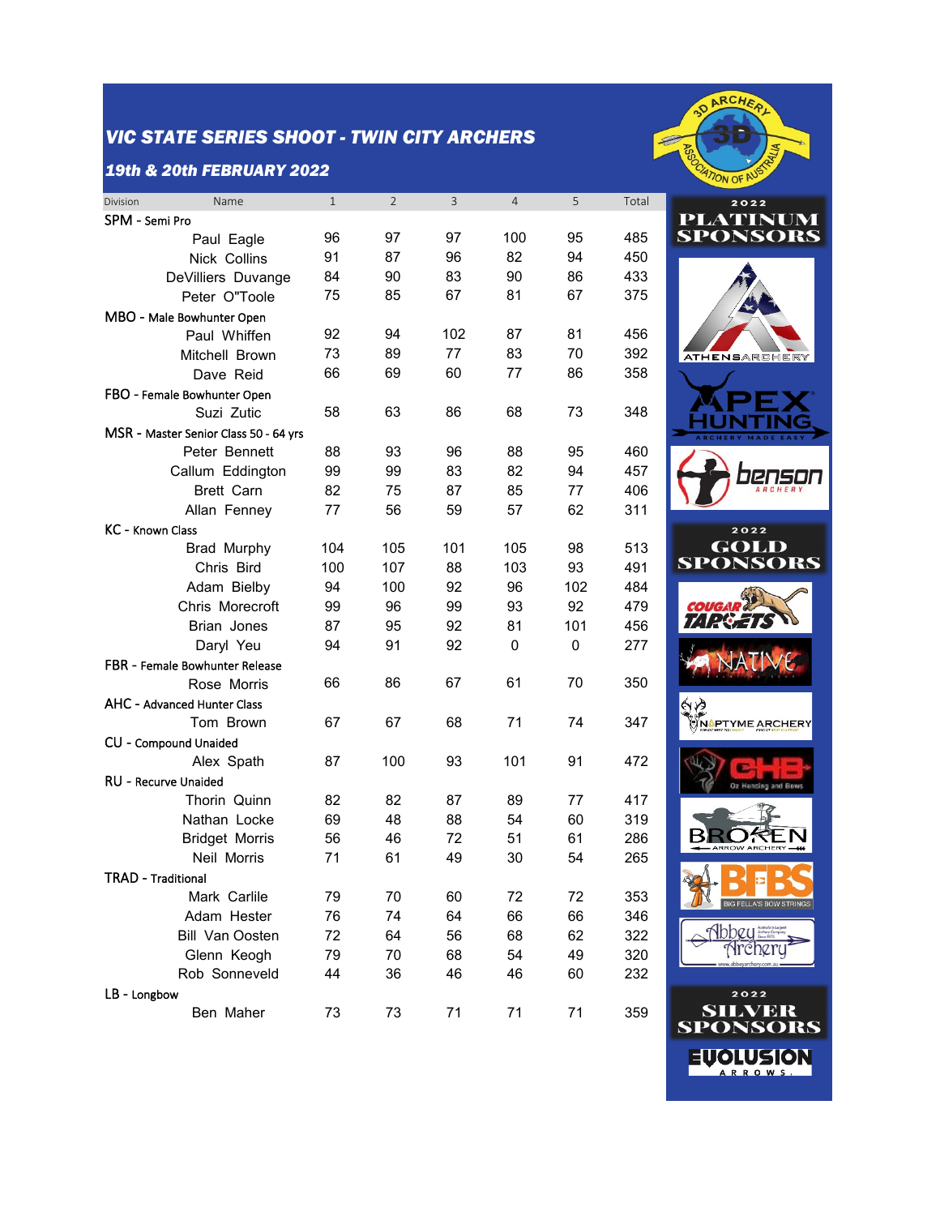# VIC STATE SERIES SHOOT - TWIN CITY ARCHERS

## 19th & 20th FEBRUARY 2022

| Division | Name | 1 | 2 | 3 | 4 | 5 | Total |
|---|---|---|---|---|---|---|---|
| SPM - Semi Pro | | | | | | | |
| | Paul Eagle | 96 | 97 | 97 | 100 | 95 | 485 |
| | Nick Collins | 91 | 87 | 96 | 82 | 94 | 450 |
| | DeVilliers Duvange | 84 | 90 | 83 | 90 | 86 | 433 |
| | Peter O"Toole | 75 | 85 | 67 | 81 | 67 | 375 |
| MBO - Male Bowhunter Open | | | | | | | |
| | Paul Whiffen | 92 | 94 | 102 | 87 | 81 | 456 |
| | Mitchell Brown | 73 | 89 | 77 | 83 | 70 | 392 |
| | Dave Reid | 66 | 69 | 60 | 77 | 86 | 358 |
| FBO - Female Bowhunter Open | | | | | | | |
| | Suzi Zutic | 58 | 63 | 86 | 68 | 73 | 348 |
| MSR - Master Senior Class 50 - 64 yrs | | | | | | | |
| | Peter Bennett | 88 | 93 | 96 | 88 | 95 | 460 |
| | Callum Eddington | 99 | 99 | 83 | 82 | 94 | 457 |
| | Brett Carn | 82 | 75 | 87 | 85 | 77 | 406 |
| | Allan Fenney | 77 | 56 | 59 | 57 | 62 | 311 |
| KC - Known Class | | | | | | | |
| | Brad Murphy | 104 | 105 | 101 | 105 | 98 | 513 |
| | Chris Bird | 100 | 107 | 88 | 103 | 93 | 491 |
| | Adam Bielby | 94 | 100 | 92 | 96 | 102 | 484 |
| | Chris Morecroft | 99 | 96 | 99 | 93 | 92 | 479 |
| | Brian Jones | 87 | 95 | 92 | 81 | 101 | 456 |
| | Daryl Yeu | 94 | 91 | 92 | 0 | 0 | 277 |
| FBR - Female Bowhunter Release | | | | | | | |
| | Rose Morris | 66 | 86 | 67 | 61 | 70 | 350 |
| AHC - Advanced Hunter Class | | | | | | | |
| | Tom Brown | 67 | 67 | 68 | 71 | 74 | 347 |
| CU - Compound Unaided | | | | | | | |
| | Alex Spath | 87 | 100 | 93 | 101 | 91 | 472 |
| RU - Recurve Unaided | | | | | | | |
| | Thorin Quinn | 82 | 82 | 87 | 89 | 77 | 417 |
| | Nathan Locke | 69 | 48 | 88 | 54 | 60 | 319 |
| | Bridget Morris | 56 | 46 | 72 | 51 | 61 | 286 |
| | Neil Morris | 71 | 61 | 49 | 30 | 54 | 265 |
| TRAD - Traditional | | | | | | | |
| | Mark Carlile | 79 | 70 | 60 | 72 | 72 | 353 |
| | Adam Hester | 76 | 74 | 64 | 66 | 66 | 346 |
| | Bill Van Oosten | 72 | 64 | 56 | 68 | 62 | 322 |
| | Glenn Keogh | 79 | 70 | 68 | 54 | 49 | 320 |
| | Rob Sonneveld | 44 | 36 | 46 | 46 | 60 | 232 |
| LB - Longbow | | | | | | | |
| | Ben Maher | 73 | 73 | 71 | 71 | 71 | 359 |

2022 PLATINUM SPONSORS

ATHENS ARCHERY

APEX HUNTING - ARCHERY MADE EASY

benson ARCHERY

2022 GOLD SPONSORS

COUGAR TARGETS

NATIVE

NAPTYME ARCHERY

CHB - Oz Hunting and Bows

BROKEN ARROW ARCHERY

BFBS - BIG FELLA'S BOW STRINGS

Abbey Archery

2022 SILVER SPONSORS

EVOLUSION ARROWS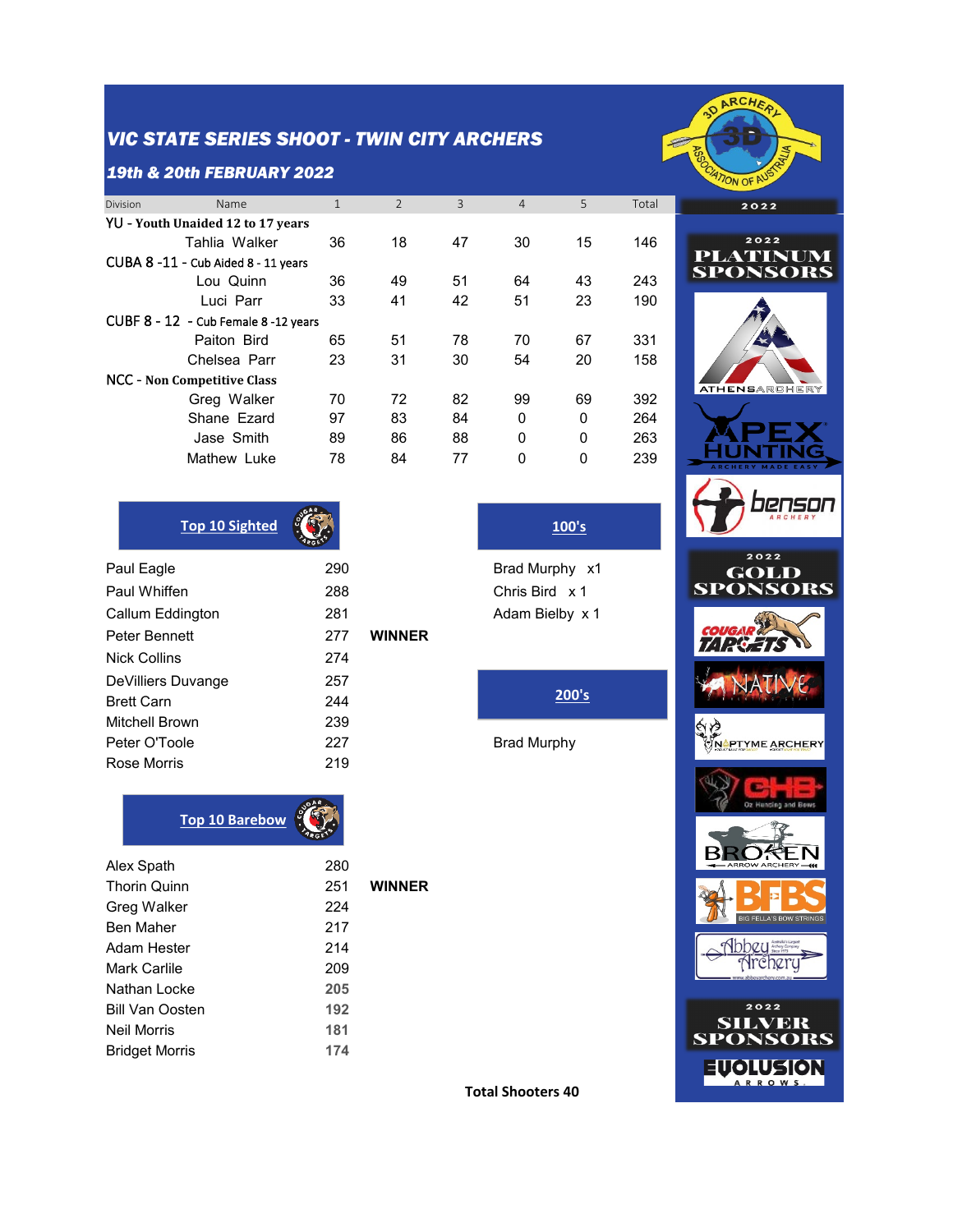## *VIC STATE SERIES SHOOT - TWIN CITY ARCHERS*

### *19th & 20th FEBRUARY 2022*

| Division | Name | 1 | 2 | 3 | 4 | 5 | Total |
|---|---|---|---|---|---|---|---|
| **YU - Youth Unaided 12 to 17 years** | | | | | | | |
| | Tahlia Walker | 36 | 18 | 47 | 30 | 15 | 146 |
| **CUBA 8 -11 - Cub Aided 8 - 11 years** | | | | | | | |
| | Lou Quinn | 36 | 49 | 51 | 64 | 43 | 243 |
| | Luci Parr | 33 | 41 | 42 | 51 | 23 | 190 |
| **CUBF 8 - 12 - Cub Female 8 -12 years** | | | | | | | |
| | Paiton Bird | 65 | 51 | 78 | 70 | 67 | 331 |
| | Chelsea Parr | 23 | 31 | 30 | 54 | 20 | 158 |
| **NCC - Non Competitive Class** | | | | | | | |
| | Greg Walker | 70 | 72 | 82 | 99 | 69 | 392 |
| | Shane Ezard | 97 | 83 | 84 | 0 | 0 | 264 |
| | Jase Smith | 89 | 86 | 88 | 0 | 0 | 263 |
| | Mathew Luke | 78 | 84 | 77 | 0 | 0 | 239 |

### Top 10 Sighted

| | | |
|---|---|---|
| Paul Eagle | 290 | |
| Paul Whiffen | 288 | |
| Callum Eddington | 281 | |
| Peter Bennett | 277 | **WINNER** |
| Nick Collins | 274 | |
| DeVilliers Duvange | 257 | |
| Brett Carn | 244 | |
| Mitchell Brown | 239 | |
| Peter O'Toole | 227 | |
| Rose Morris | 219 | |

### Top 10 Barebow

| | | |
|---|---|---|
| Alex Spath | 280 | |
| Thorin Quinn | 251 | **WINNER** |
| Greg Walker | 224 | |
| Ben Maher | 217 | |
| Adam Hester | 214 | |
| Mark Carlile | 209 | |
| Nathan Locke | 205 | |
| Bill Van Oosten | 192 | |
| Neil Morris | 181 | |
| Bridget Morris | 174 | |

### 100's

Brad Murphy x1
Chris Bird x 1
Adam Bielby x 1

### 200's

Brad Murphy

**Total Shooters 40**

2022

2022 PLATINUM SPONSORS

2022 GOLD SPONSORS

2022 SILVER SPONSORS